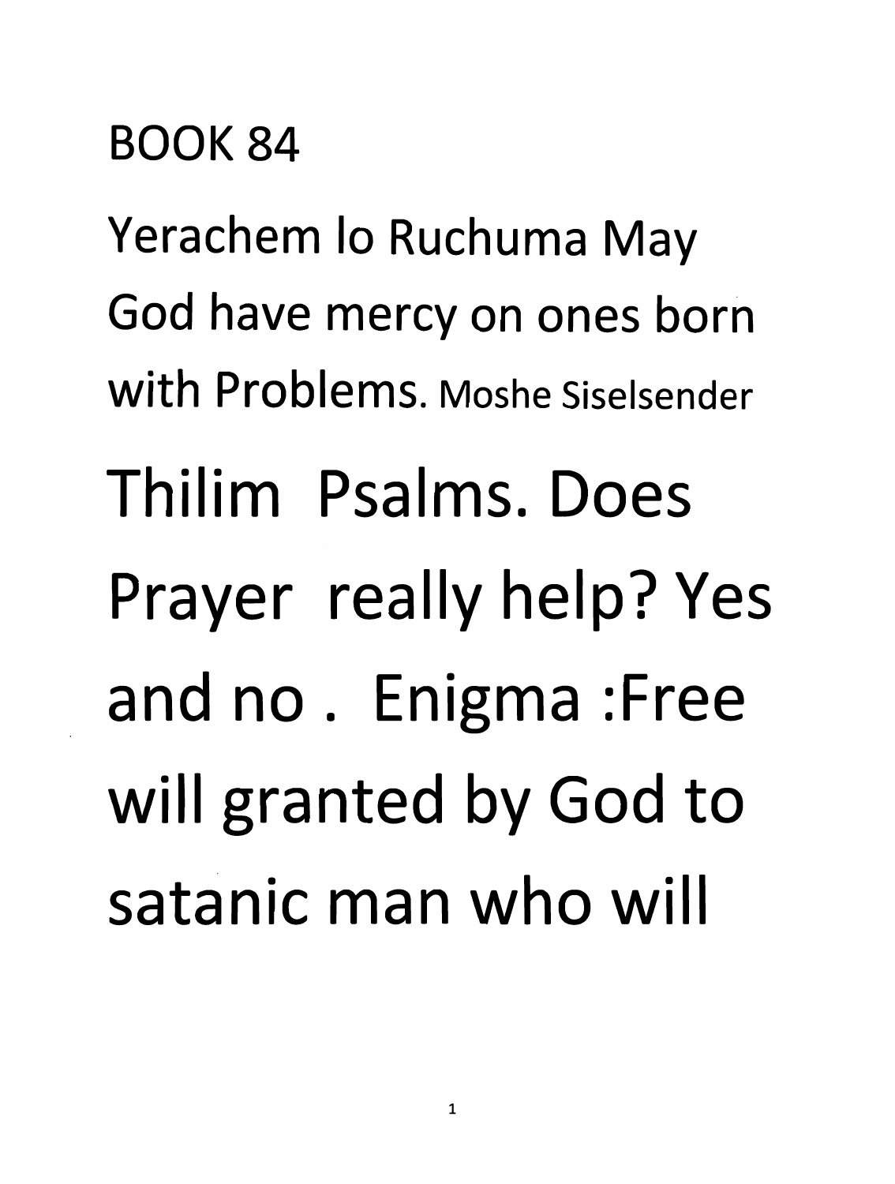# BOOK 84

Yerachem lo Ruchuma May God have mercy on ones born with Problems. Moshe Siselsender

Thilim Psalms. Does Prayer really help? Yes and no . Enigma :Free will granted by God to satanic man who will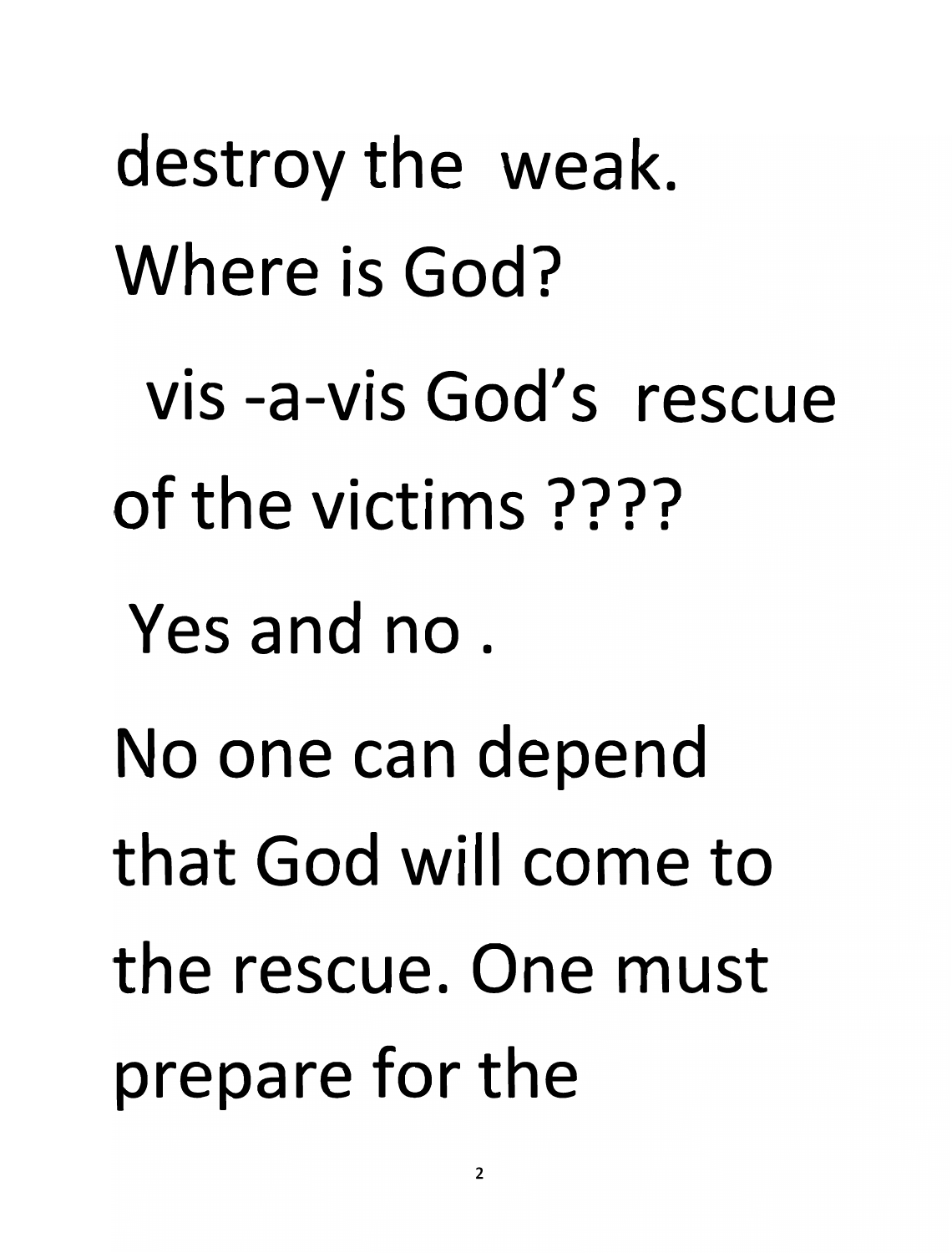destroy the weak.
Where is God?
vis -a-vis God's rescue of the victims ????
Yes and no .
No one can depend that God will come to the rescue. One must prepare for the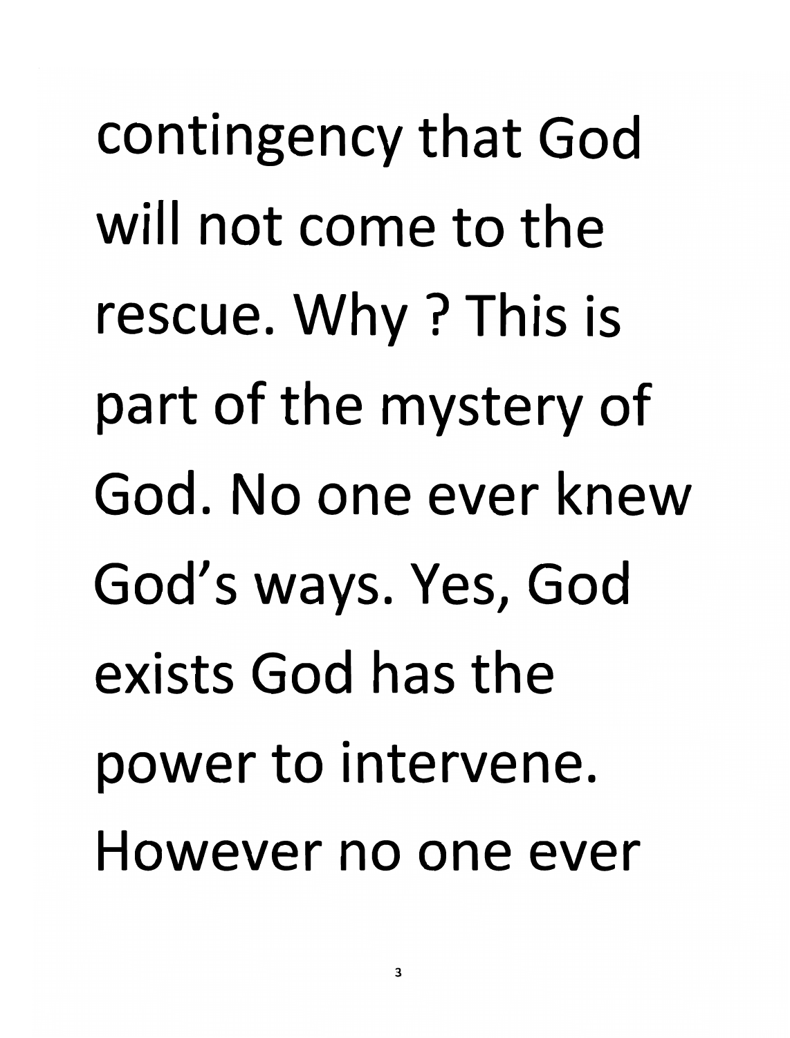contingency that God will not come to the rescue. Why ? This is part of the mystery of God. No one ever knew God's ways. Yes, God exists God has the power to intervene. However no one ever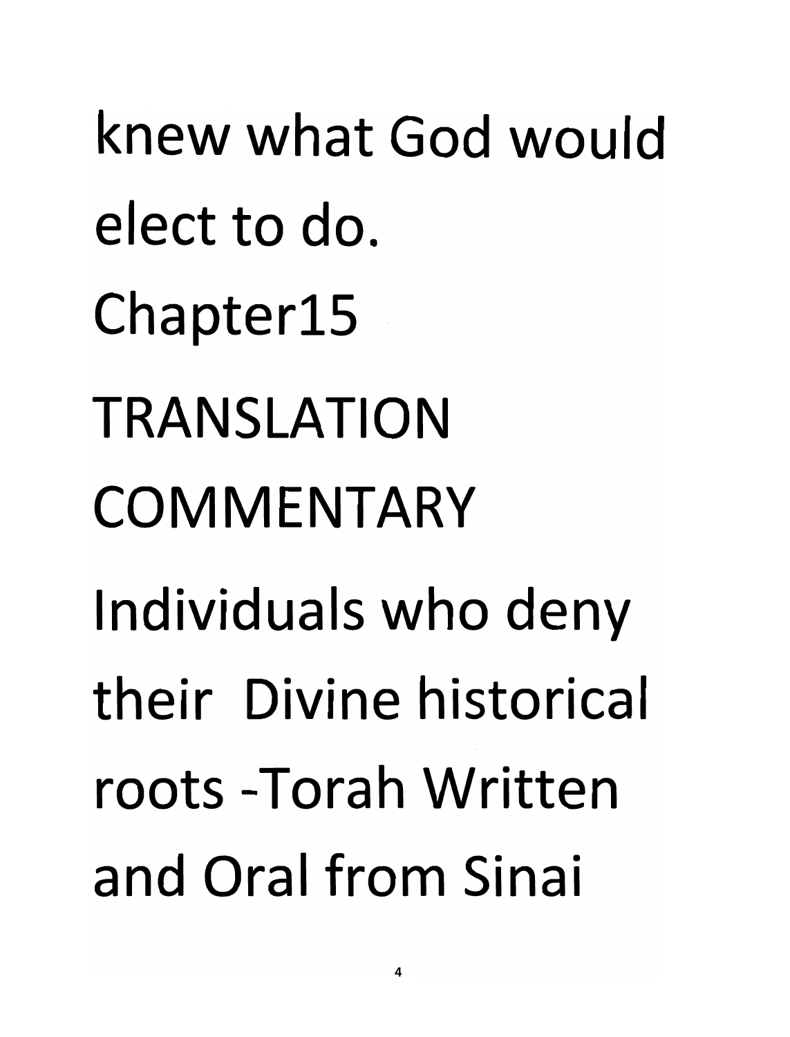knew what God would elect to do.

# Chapter15

## TRANSLATION

## COMMENTARY

Individuals who deny their Divine historical roots -Torah Written and Oral from Sinai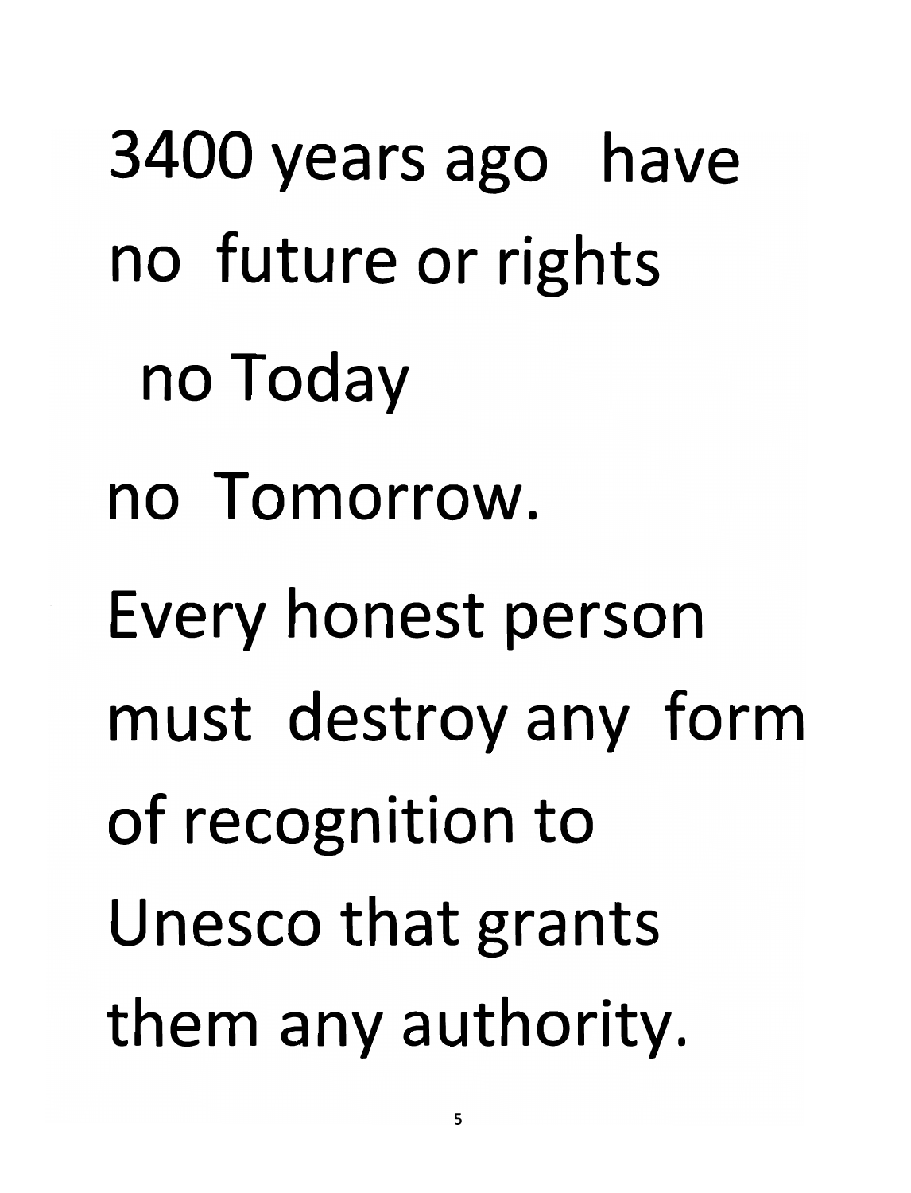3400 years ago have no future or rights no Today no Tomorrow.

Every honest person must destroy any form of recognition to Unesco that grants them any authority.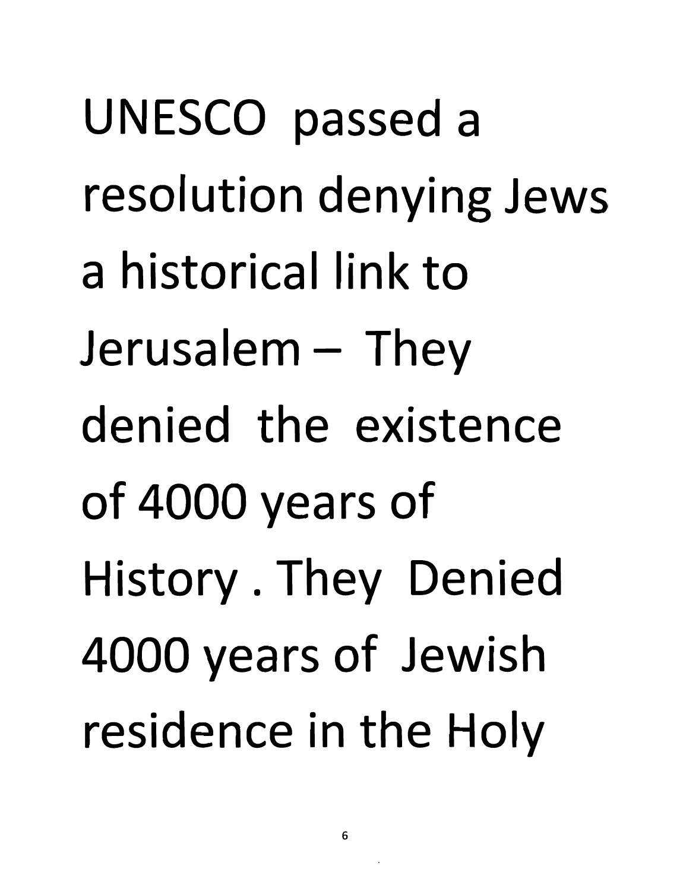UNESCO passed a resolution denying Jews a historical link to Jerusalem – They denied the existence of 4000 years of History . They Denied 4000 years of Jewish residence in the Holy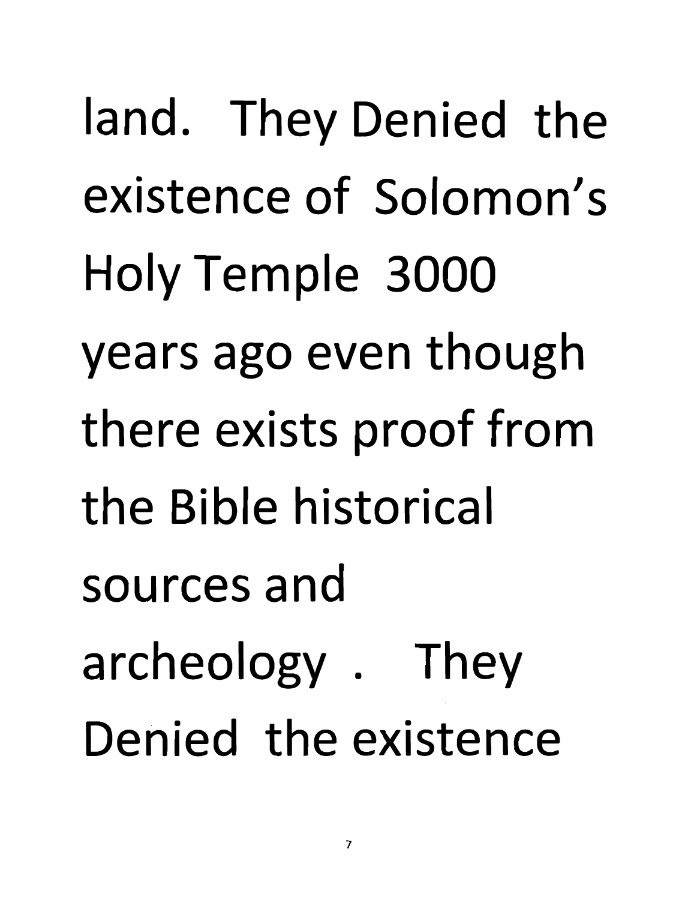land. They Denied the existence of Solomon's Holy Temple 3000 years ago even though there exists proof from the Bible historical sources and archeology . They Denied the existence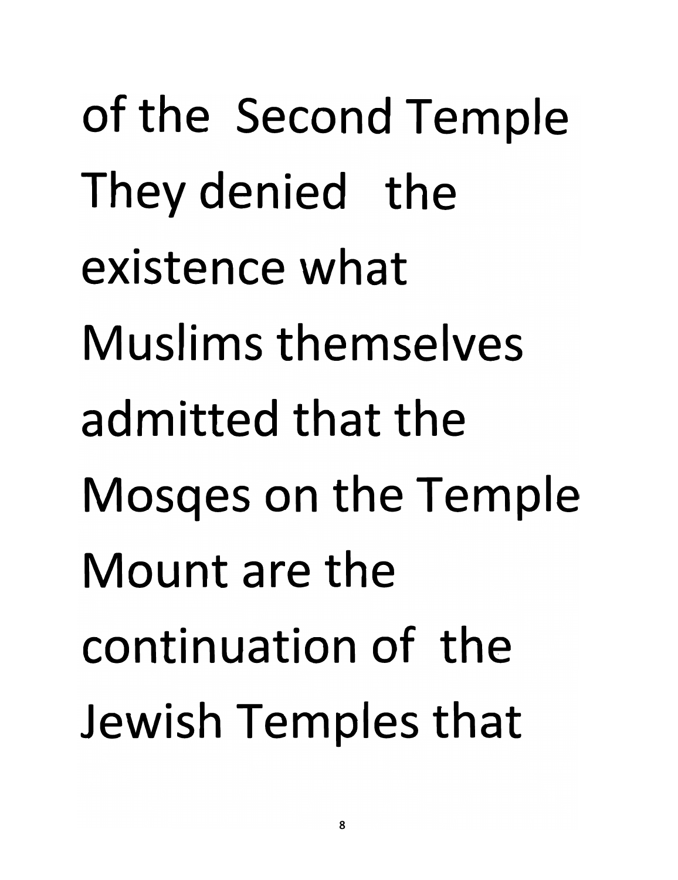of the Second Temple They denied the existence what Muslims themselves admitted that the Mosqes on the Temple Mount are the continuation of the Jewish Temples that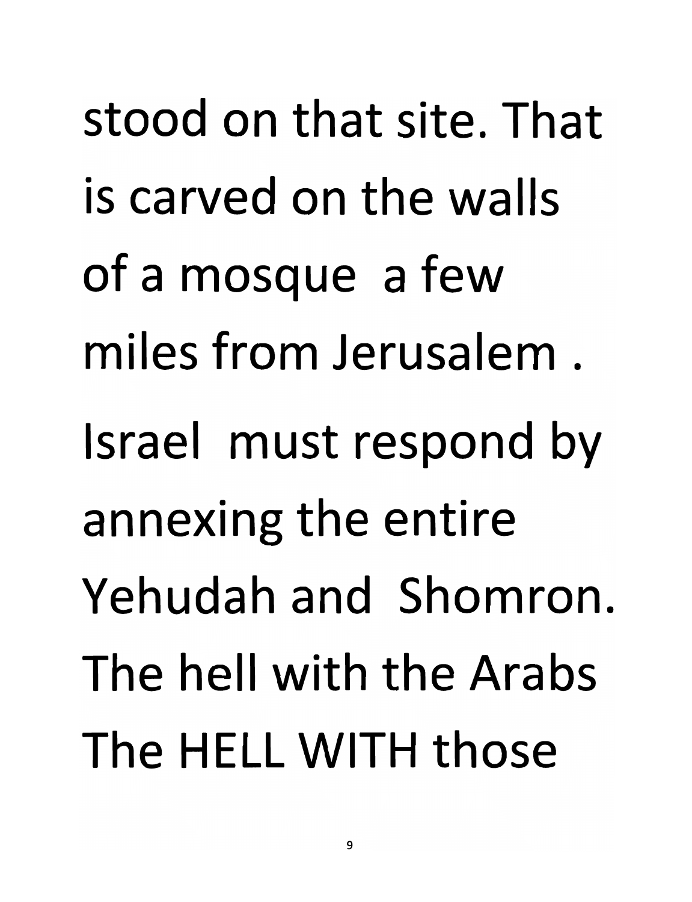stood on that site. That is carved on the walls of a mosque a few miles from Jerusalem . Israel must respond by annexing the entire Yehudah and Shomron. The hell with the Arabs The HELL WITH those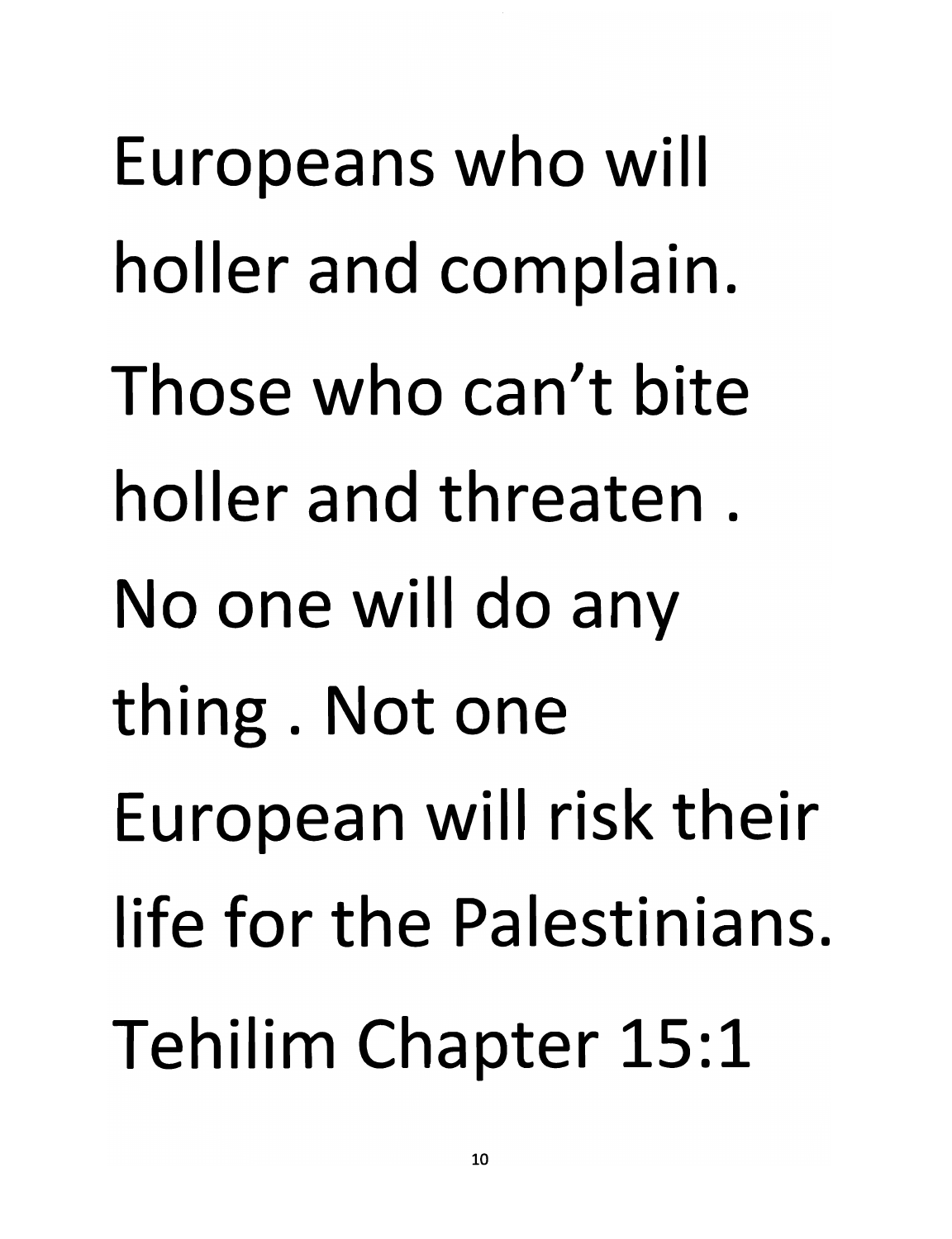Europeans who will holler and complain. Those who can't bite holler and threaten . No one will do any thing . Not one European will risk their life for the Palestinians. Tehilim Chapter 15:1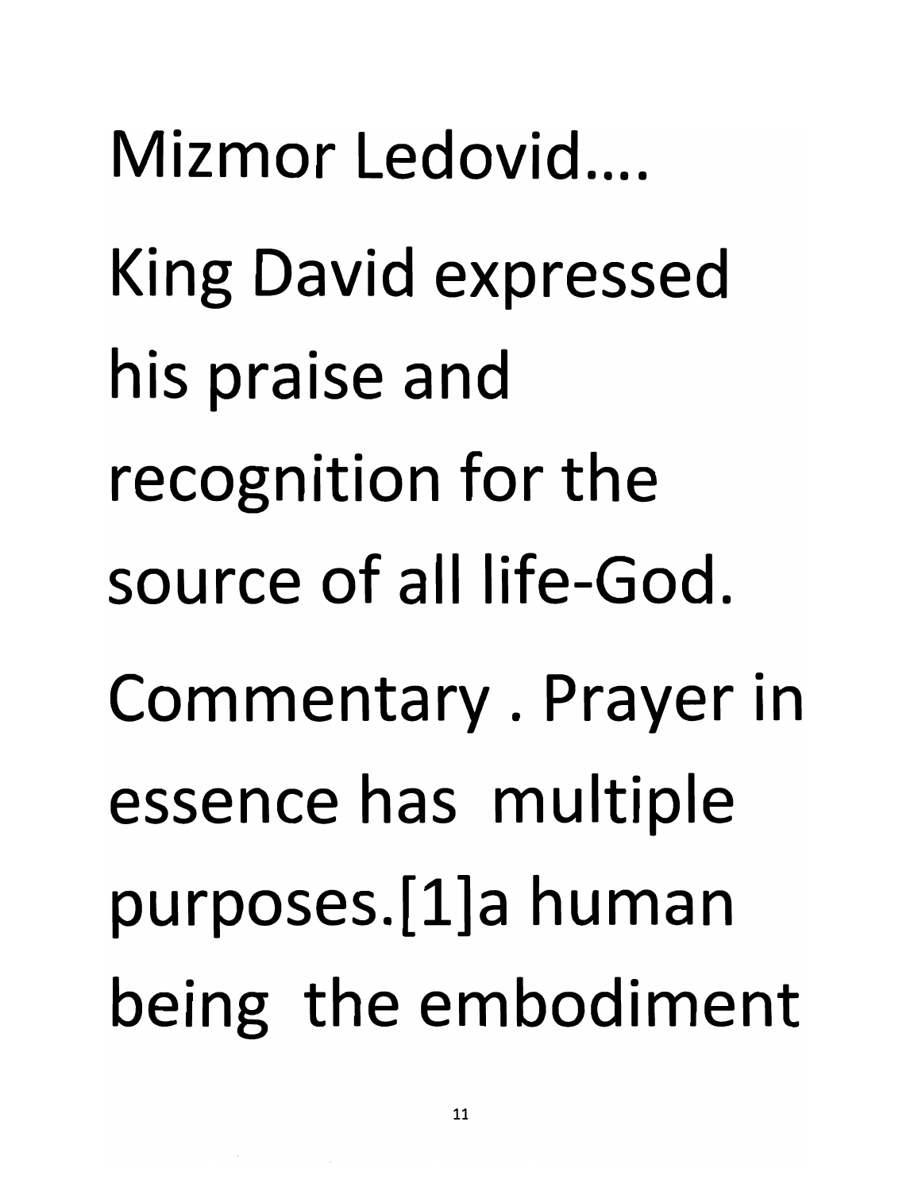Mizmor Ledovid....

King David expressed his praise and recognition for the source of all life-God.

Commentary . Prayer in essence has multiple purposes.[1]a human being the embodiment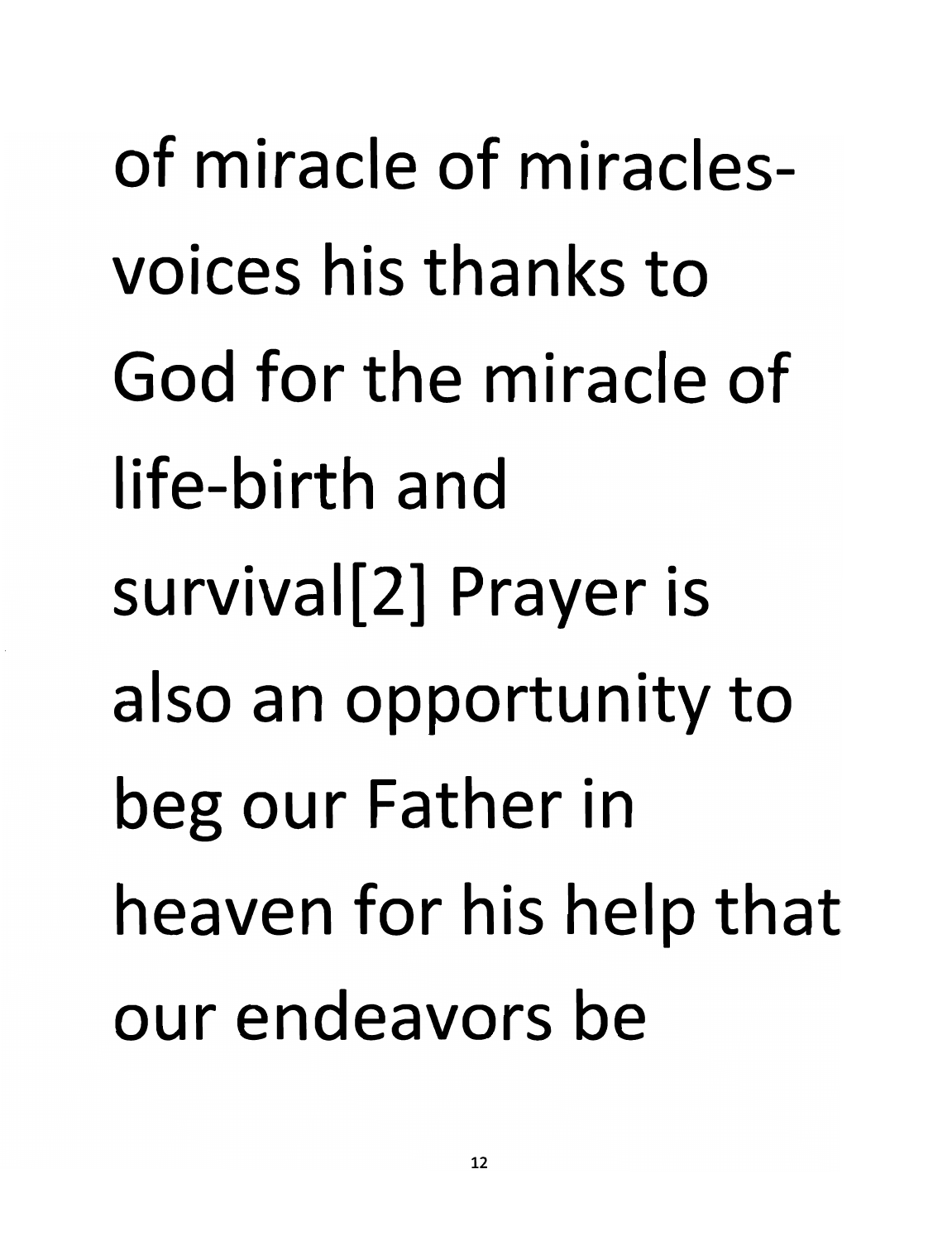of miracle of miracles- voices his thanks to God for the miracle of life-birth and survival[2] Prayer is also an opportunity to beg our Father in heaven for his help that our endeavors be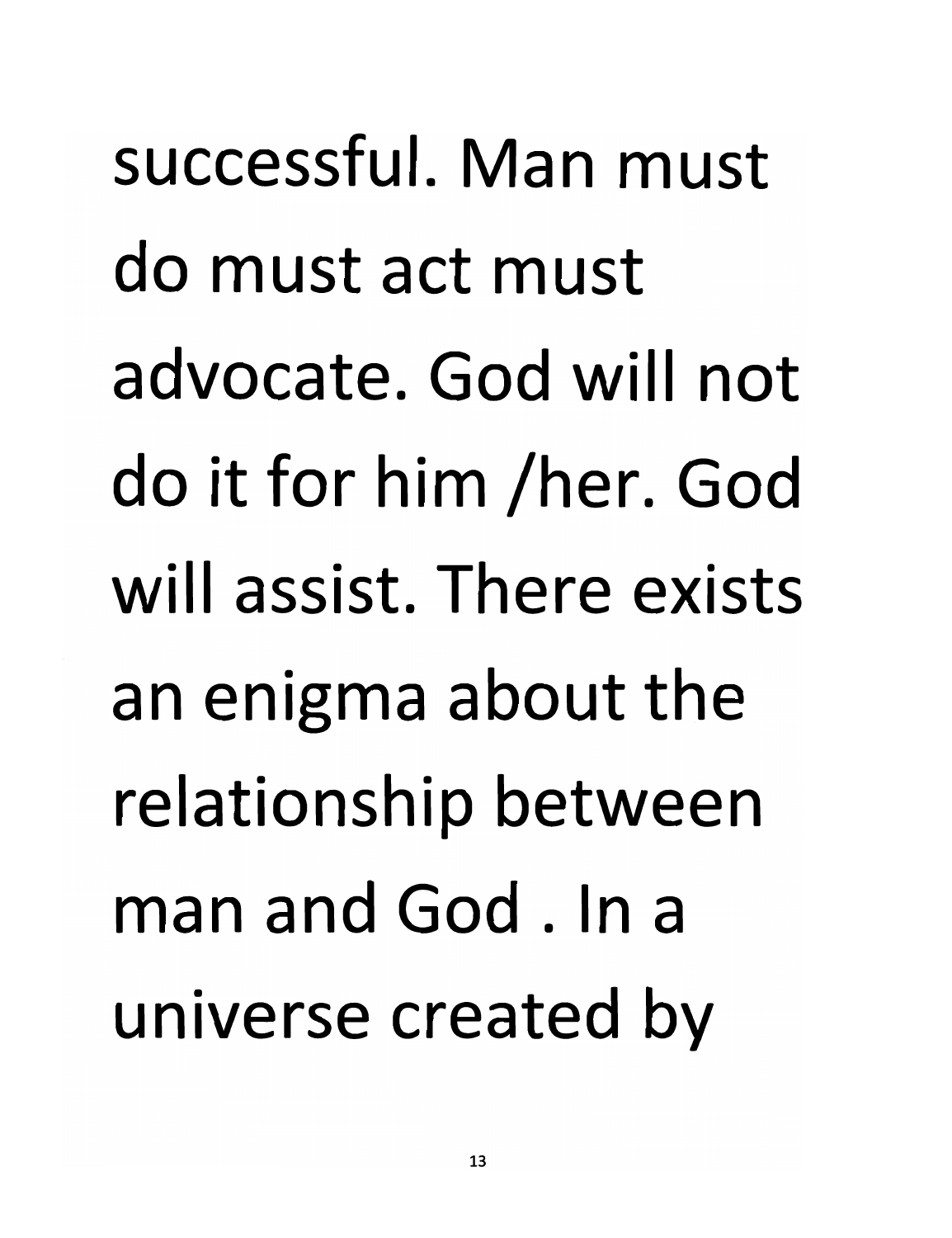successful. Man must do must act must advocate. God will not do it for him /her. God will assist. There exists an enigma about the relationship between man and God . In a universe created by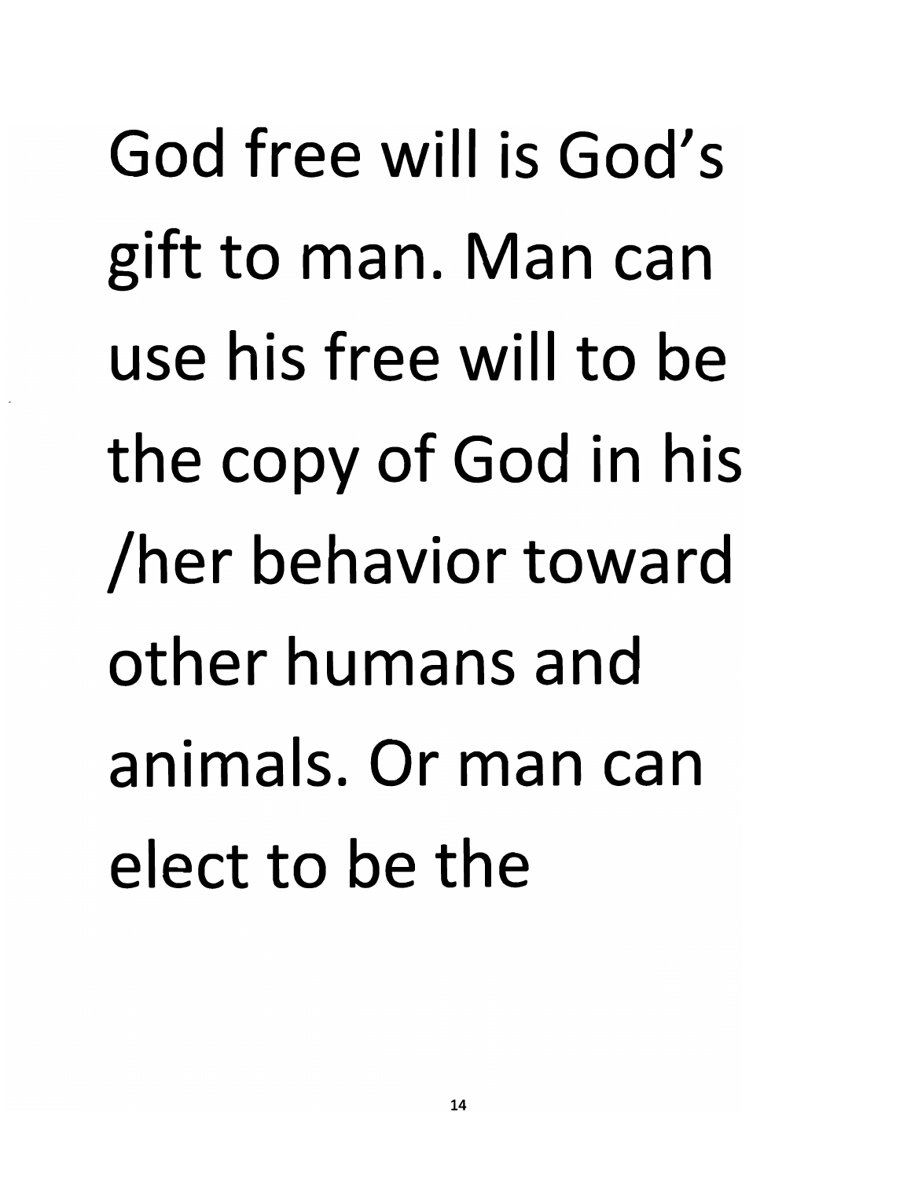God free will is God's gift to man. Man can use his free will to be the copy of God in his /her behavior toward other humans and animals. Or man can elect to be the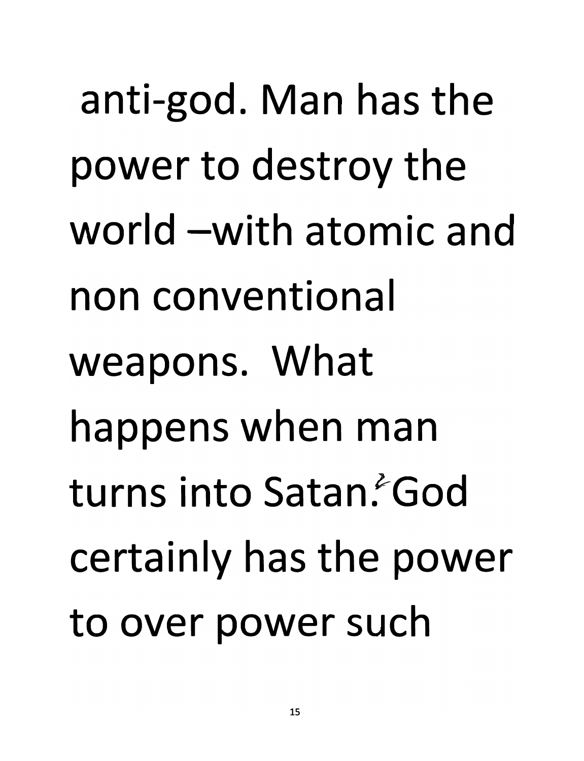anti-god. Man has the power to destroy the world –with atomic and non conventional weapons. What happens when man turns into Satan? God certainly has the power to over power such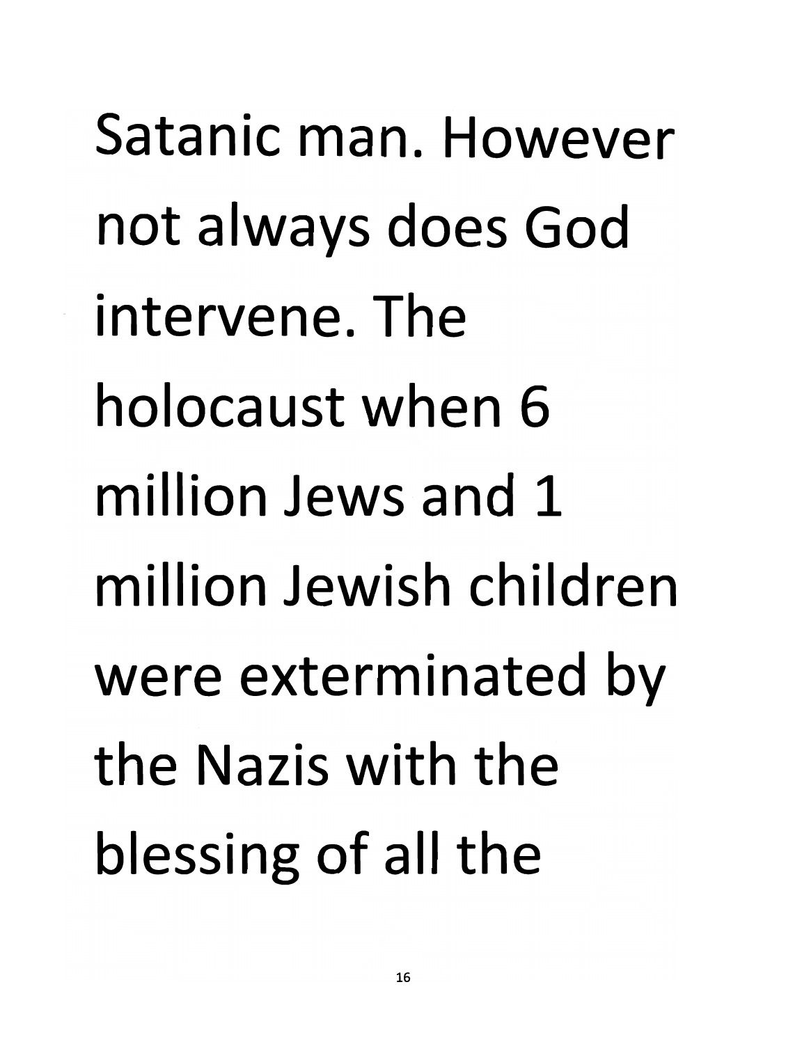Satanic man. However not always does God intervene. The holocaust when 6 million Jews and 1 million Jewish children were exterminated by the Nazis with the blessing of all the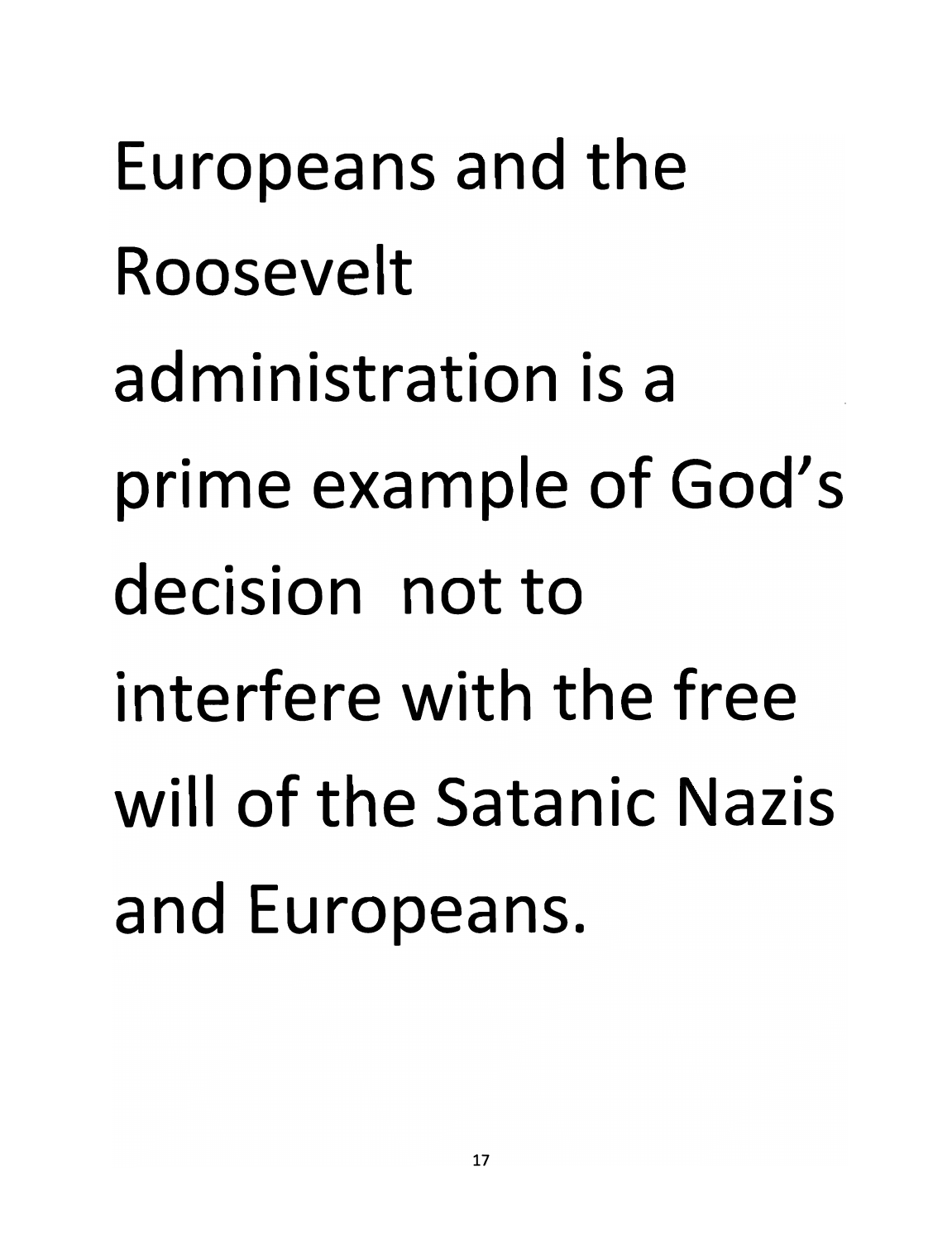Europeans and the Roosevelt administration is a prime example of God's decision not to interfere with the free will of the Satanic Nazis and Europeans.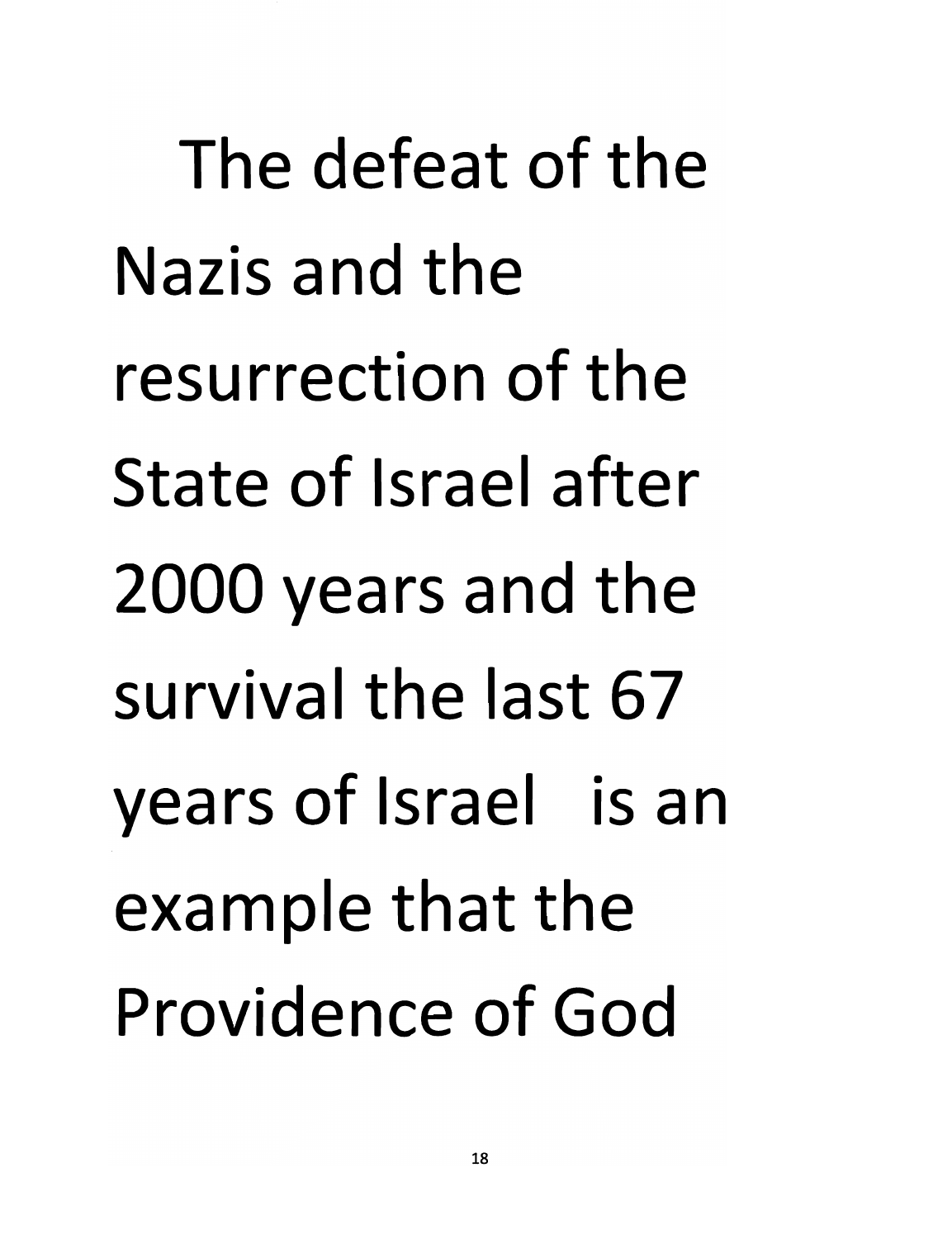The defeat of the Nazis and the resurrection of the State of Israel after 2000 years and the survival the last 67 years of Israel is an example that the Providence of God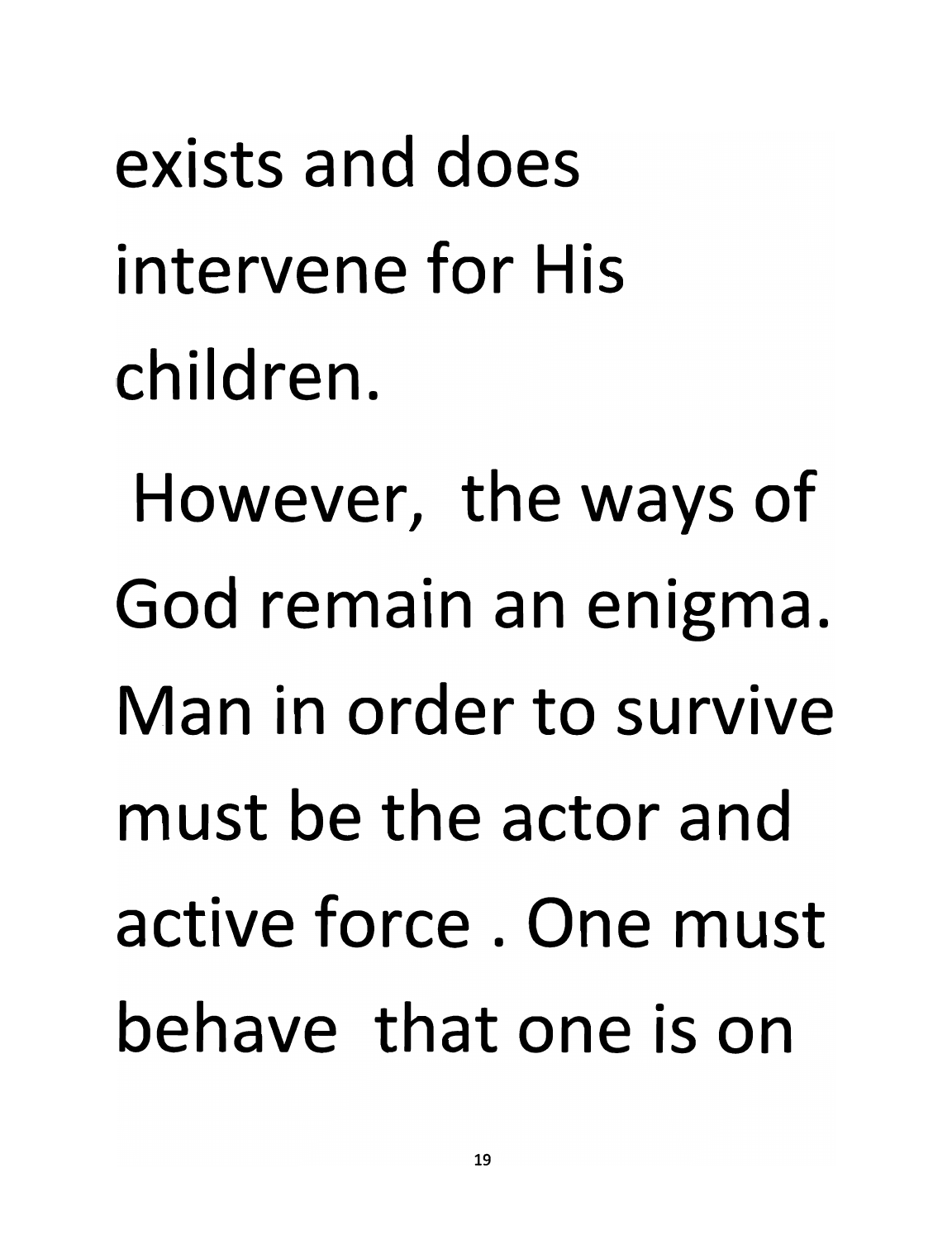exists and does intervene for His children.

However, the ways of God remain an enigma. Man in order to survive must be the actor and active force . One must behave that one is on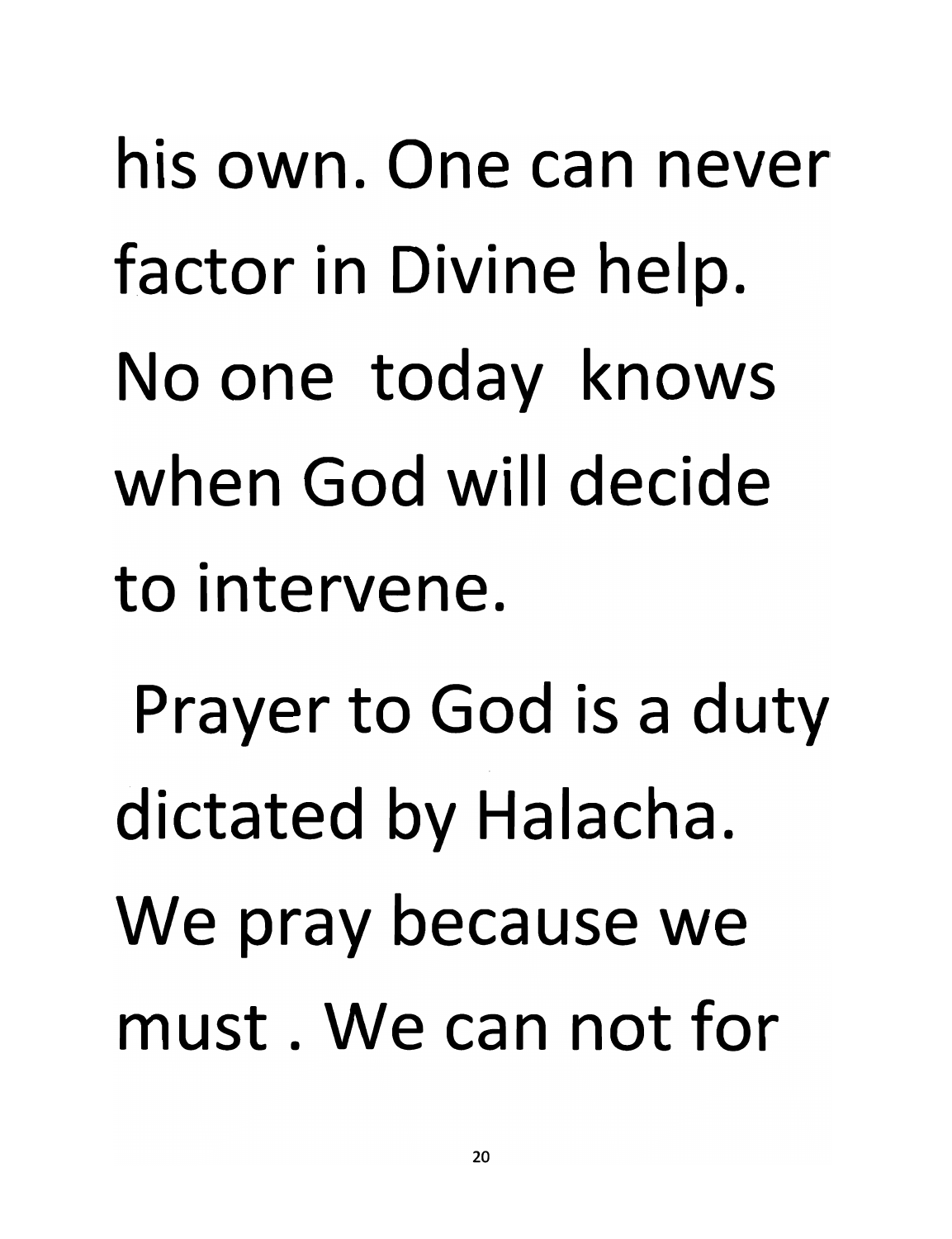his own. One can never factor in Divine help. No one today knows when God will decide to intervene.

Prayer to God is a duty dictated by Halacha. We pray because we must . We can not for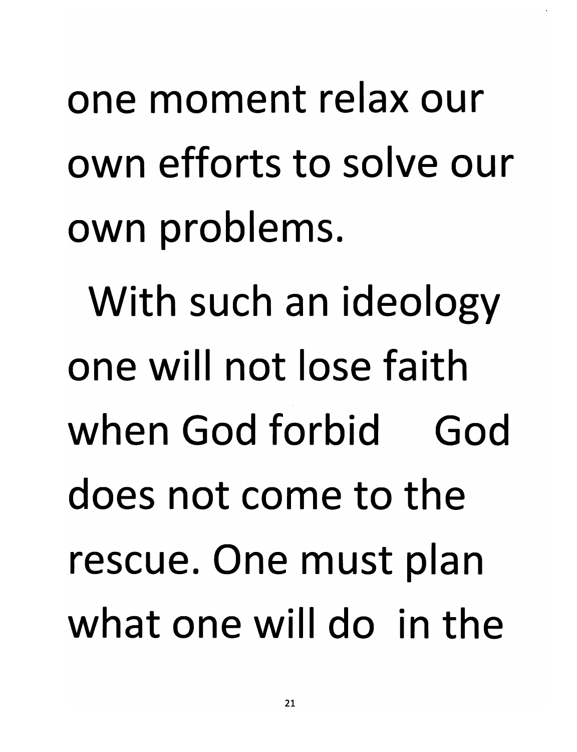one moment relax our own efforts to solve our own problems.

With such an ideology one will not lose faith when God forbid God does not come to the rescue. One must plan what one will do in the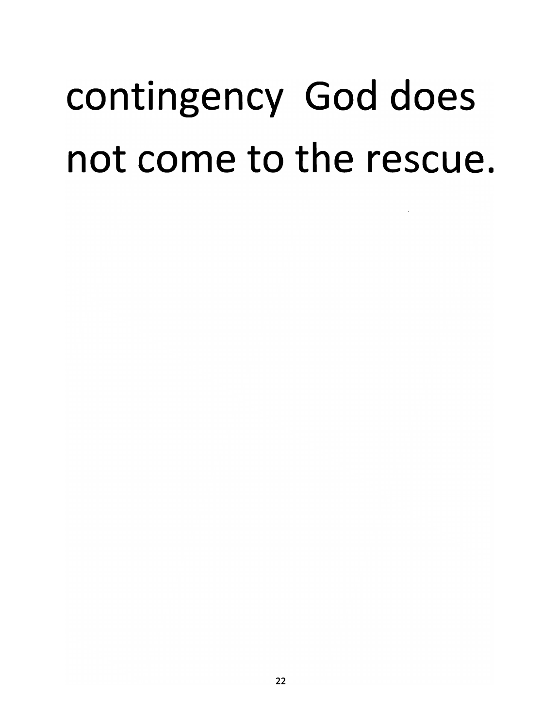contingency God does not come to the rescue.